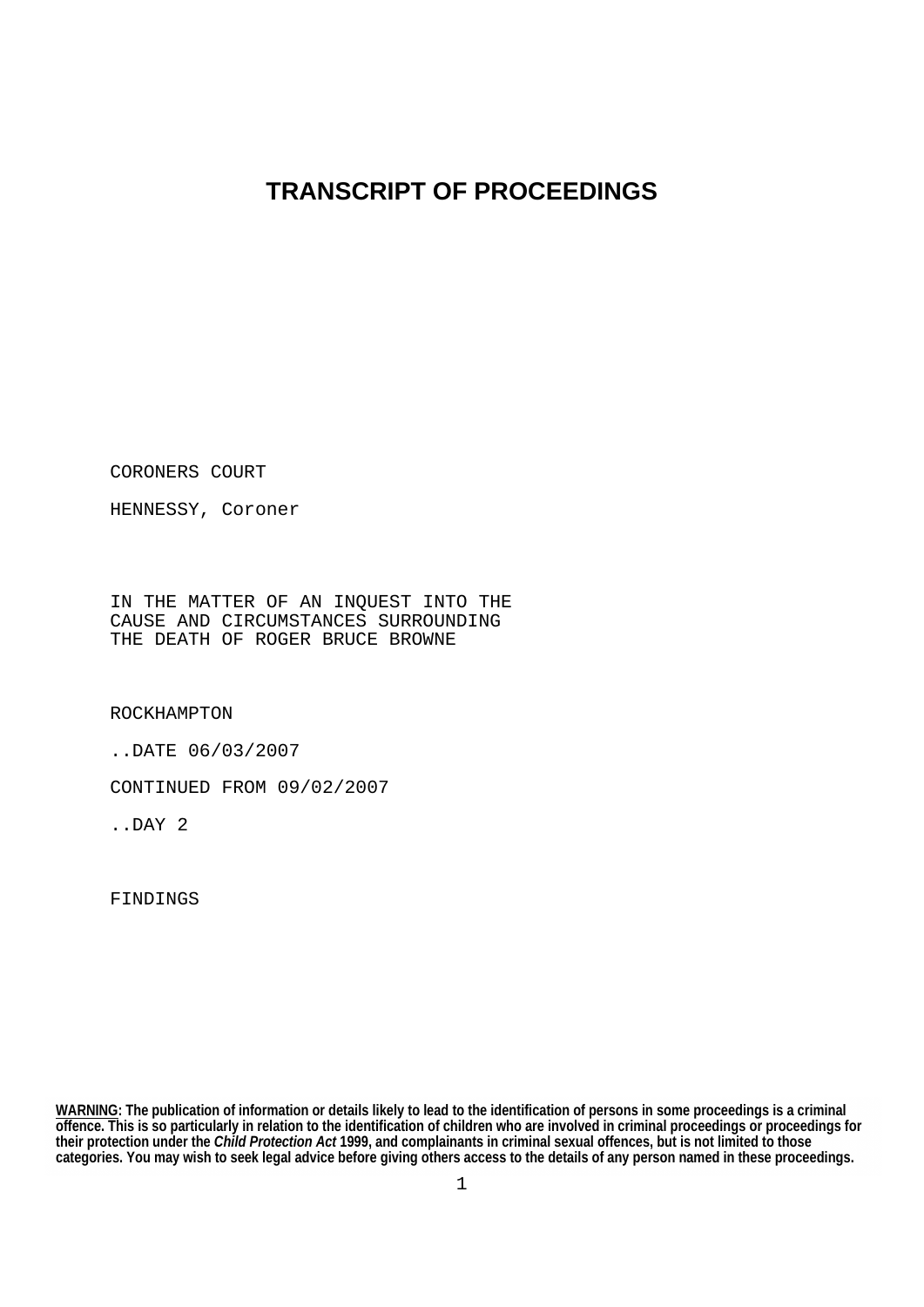# TRANSCRIPT OF PROCEEDINGS

CORONERS COURT

HENNESSY, Coroner

IN THE MATTER OF AN INQUEST INTO THE
CAUSE AND CIRCUMSTANCES SURROUNDING
THE DEATH OF ROGER BRUCE BROWNE

ROCKHAMPTON

..DATE 06/03/2007

CONTINUED FROM 09/02/2007

..DAY 2

FINDINGS

**WARNING: The publication of information or details likely to lead to the identification of persons in some proceedings is a criminal offence. This is so particularly in relation to the identification of children who are involved in criminal proceedings or proceedings for their protection under the *Child Protection Act* 1999, and complainants in criminal sexual offences, but is not limited to those categories. You may wish to seek legal advice before giving others access to the details of any person named in these proceedings.**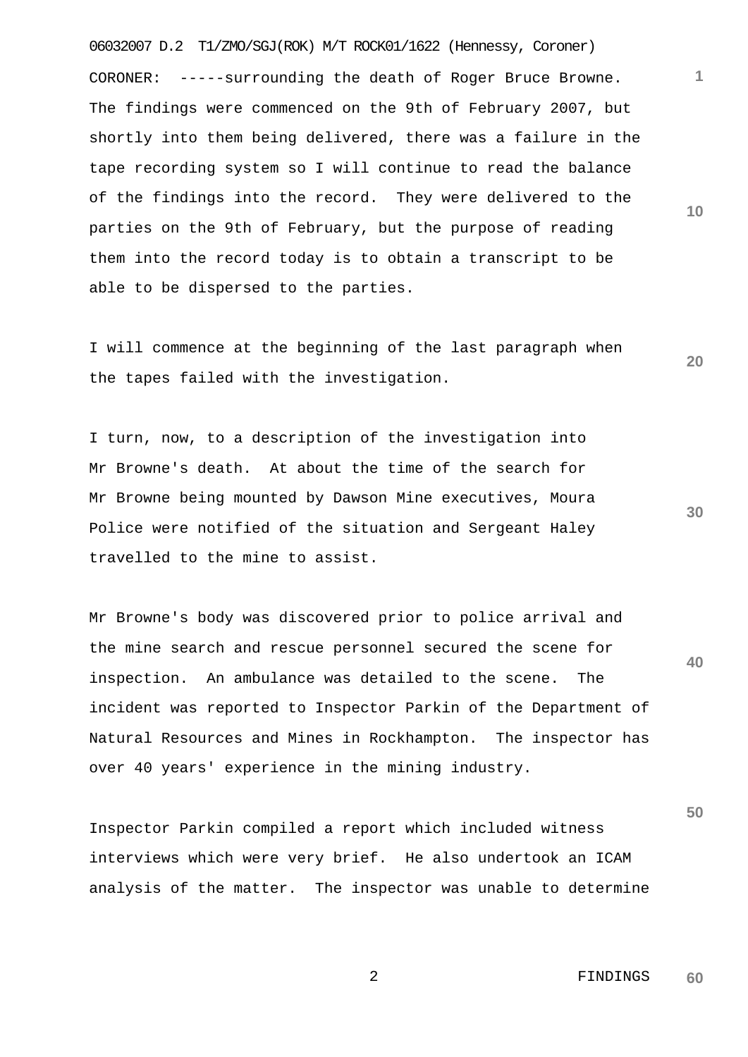CORONER: -----surrounding the death of Roger Bruce Browne. The findings were commenced on the 9th of February 2007, but shortly into them being delivered, there was a failure in the tape recording system so I will continue to read the balance of the findings into the record. They were delivered to the parties on the 9th of February, but the purpose of reading them into the record today is to obtain a transcript to be able to be dispersed to the parties.

I will commence at the beginning of the last paragraph when the tapes failed with the investigation.

I turn, now, to a description of the investigation into Mr Browne's death. At about the time of the search for Mr Browne being mounted by Dawson Mine executives, Moura Police were notified of the situation and Sergeant Haley travelled to the mine to assist.

Mr Browne's body was discovered prior to police arrival and the mine search and rescue personnel secured the scene for inspection. An ambulance was detailed to the scene. The incident was reported to Inspector Parkin of the Department of Natural Resources and Mines in Rockhampton. The inspector has over 40 years' experience in the mining industry.

Inspector Parkin compiled a report which included witness interviews which were very brief. He also undertook an ICAM analysis of the matter. The inspector was unable to determine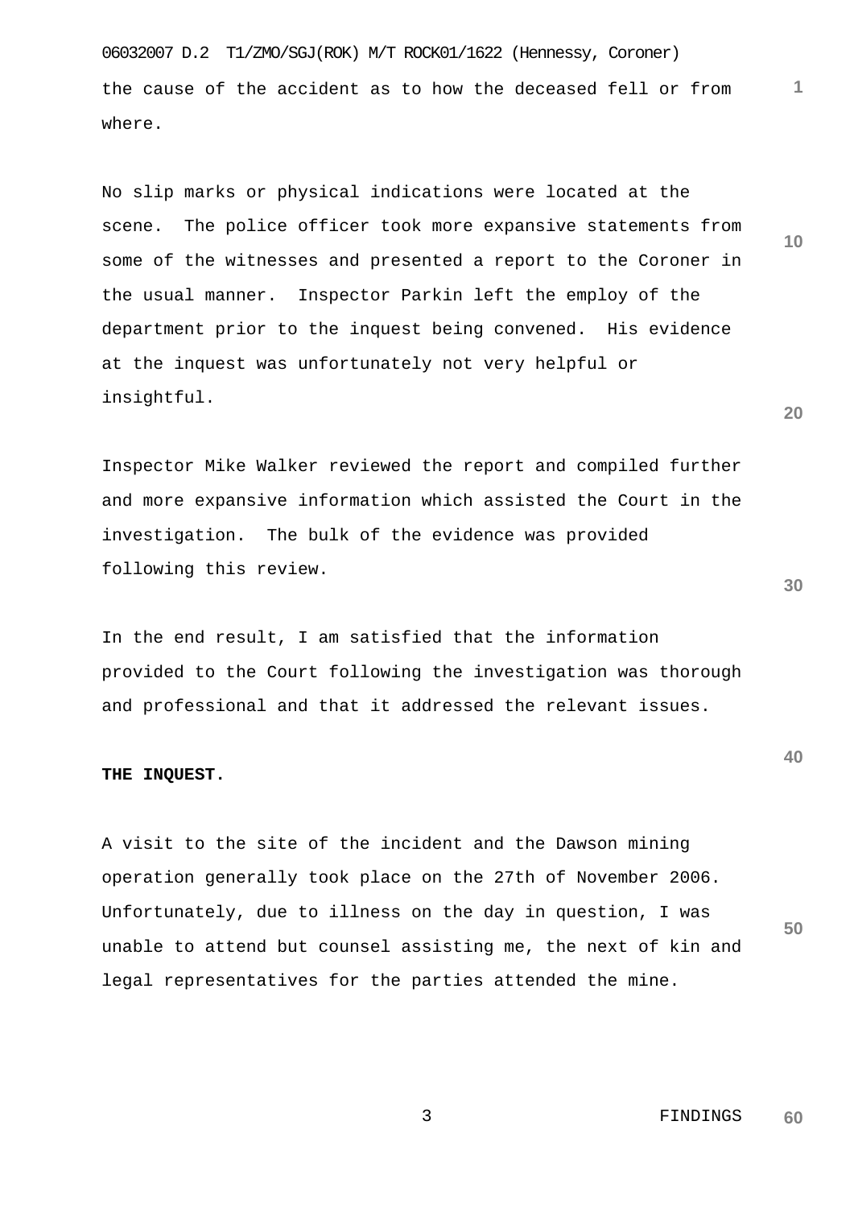the cause of the accident as to how the deceased fell or from where.

No slip marks or physical indications were located at the scene. The police officer took more expansive statements from some of the witnesses and presented a report to the Coroner in the usual manner. Inspector Parkin left the employ of the department prior to the inquest being convened. His evidence at the inquest was unfortunately not very helpful or insightful.

Inspector Mike Walker reviewed the report and compiled further and more expansive information which assisted the Court in the investigation. The bulk of the evidence was provided following this review.

In the end result, I am satisfied that the information provided to the Court following the investigation was thorough and professional and that it addressed the relevant issues.

**THE INQUEST.**

A visit to the site of the incident and the Dawson mining operation generally took place on the 27th of November 2006. Unfortunately, due to illness on the day in question, I was unable to attend but counsel assisting me, the next of kin and legal representatives for the parties attended the mine.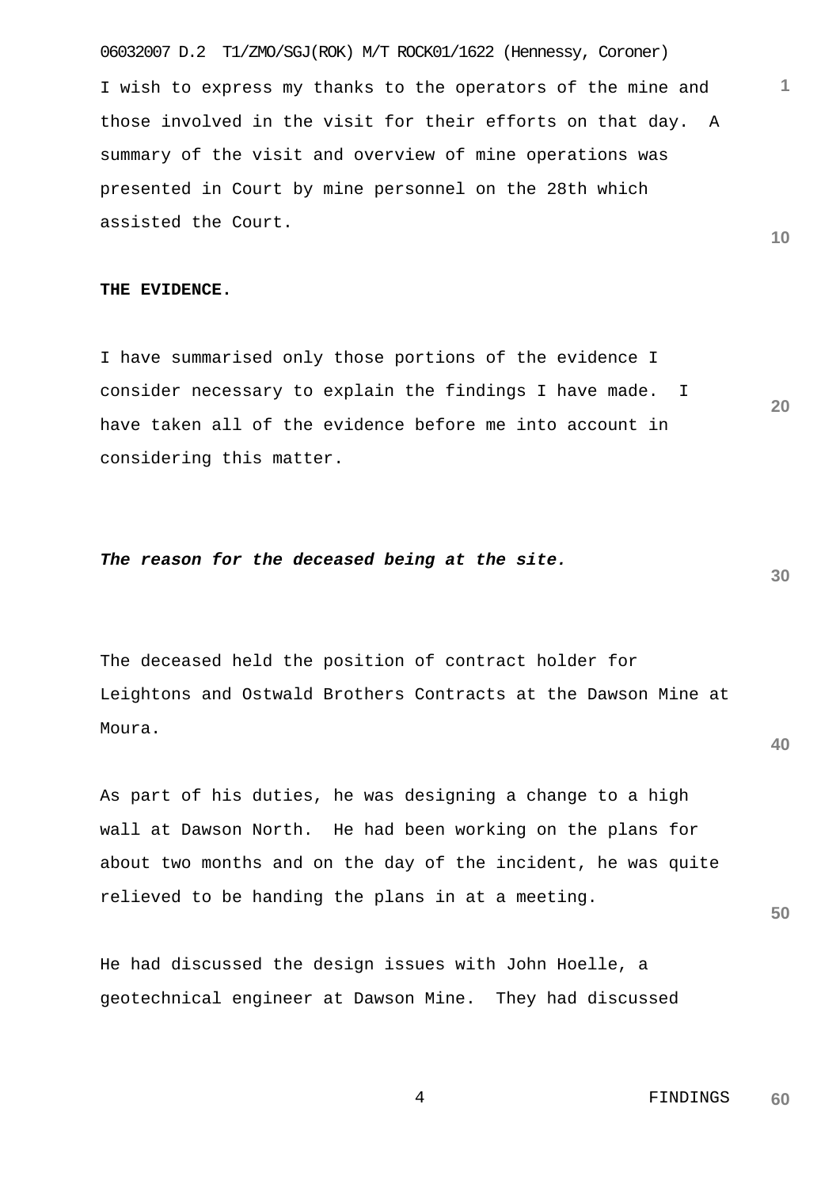I wish to express my thanks to the operators of the mine and those involved in the visit for their efforts on that day. A summary of the visit and overview of mine operations was presented in Court by mine personnel on the 28th which assisted the Court.

**THE EVIDENCE.**

I have summarised only those portions of the evidence I consider necessary to explain the findings I have made. I have taken all of the evidence before me into account in considering this matter.

***The reason for the deceased being at the site.***

The deceased held the position of contract holder for Leightons and Ostwald Brothers Contracts at the Dawson Mine at Moura.

As part of his duties, he was designing a change to a high wall at Dawson North. He had been working on the plans for about two months and on the day of the incident, he was quite relieved to be handing the plans in at a meeting.

He had discussed the design issues with John Hoelle, a geotechnical engineer at Dawson Mine. They had discussed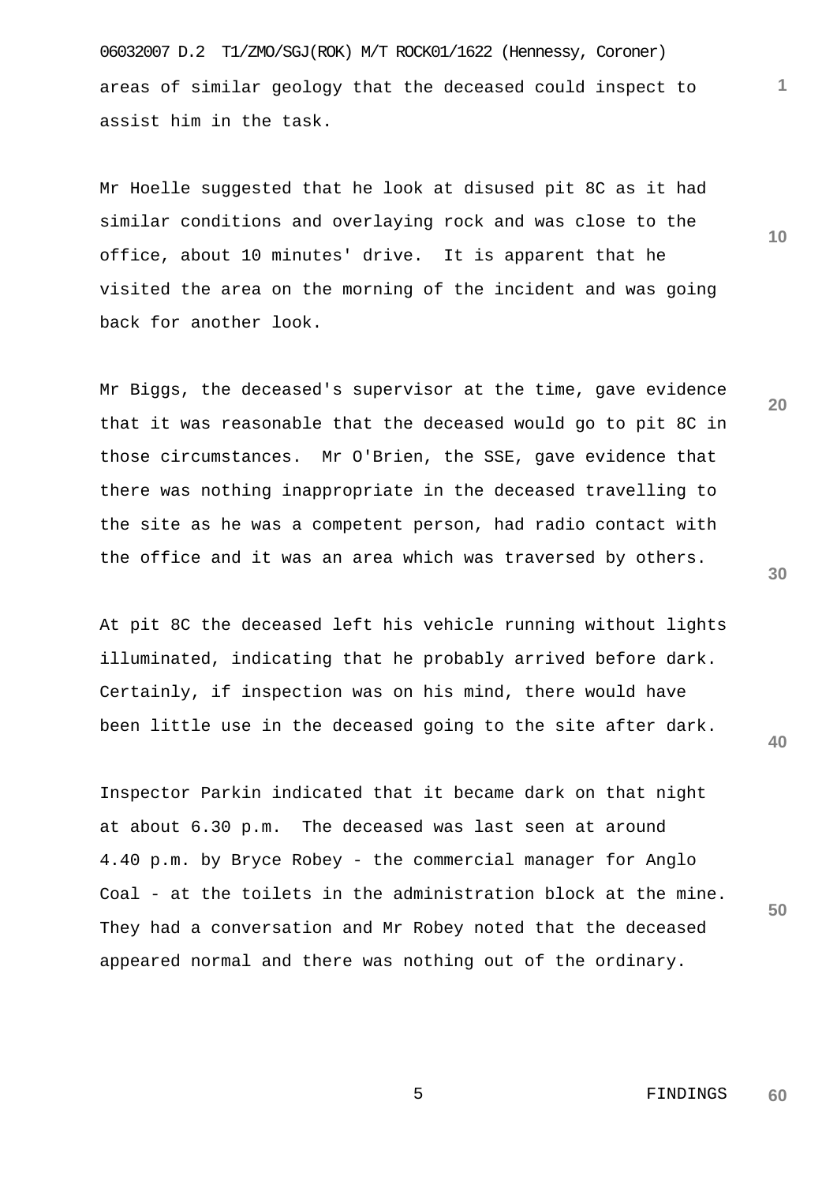areas of similar geology that the deceased could inspect to assist him in the task.

Mr Hoelle suggested that he look at disused pit 8C as it had similar conditions and overlaying rock and was close to the office, about 10 minutes' drive. It is apparent that he visited the area on the morning of the incident and was going back for another look.

Mr Biggs, the deceased's supervisor at the time, gave evidence that it was reasonable that the deceased would go to pit 8C in those circumstances. Mr O'Brien, the SSE, gave evidence that there was nothing inappropriate in the deceased travelling to the site as he was a competent person, had radio contact with the office and it was an area which was traversed by others.

At pit 8C the deceased left his vehicle running without lights illuminated, indicating that he probably arrived before dark. Certainly, if inspection was on his mind, there would have been little use in the deceased going to the site after dark.

Inspector Parkin indicated that it became dark on that night at about 6.30 p.m. The deceased was last seen at around 4.40 p.m. by Bryce Robey - the commercial manager for Anglo Coal - at the toilets in the administration block at the mine. They had a conversation and Mr Robey noted that the deceased appeared normal and there was nothing out of the ordinary.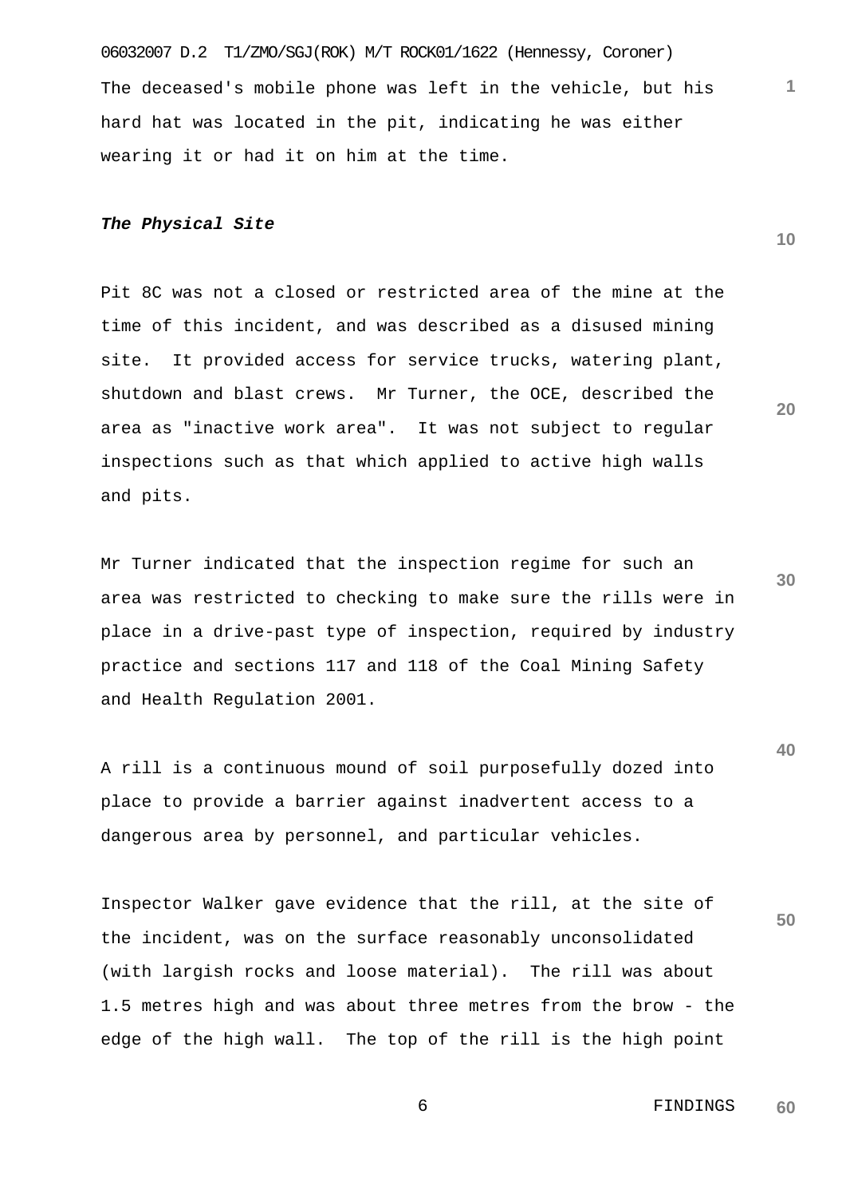The deceased's mobile phone was left in the vehicle, but his hard hat was located in the pit, indicating he was either wearing it or had it on him at the time.

***The Physical Site***

Pit 8C was not a closed or restricted area of the mine at the time of this incident, and was described as a disused mining site. It provided access for service trucks, watering plant, shutdown and blast crews. Mr Turner, the OCE, described the area as "inactive work area". It was not subject to regular inspections such as that which applied to active high walls and pits.

Mr Turner indicated that the inspection regime for such an area was restricted to checking to make sure the rills were in place in a drive-past type of inspection, required by industry practice and sections 117 and 118 of the Coal Mining Safety and Health Regulation 2001.

A rill is a continuous mound of soil purposefully dozed into place to provide a barrier against inadvertent access to a dangerous area by personnel, and particular vehicles.

Inspector Walker gave evidence that the rill, at the site of the incident, was on the surface reasonably unconsolidated (with largish rocks and loose material). The rill was about 1.5 metres high and was about three metres from the brow - the edge of the high wall. The top of the rill is the high point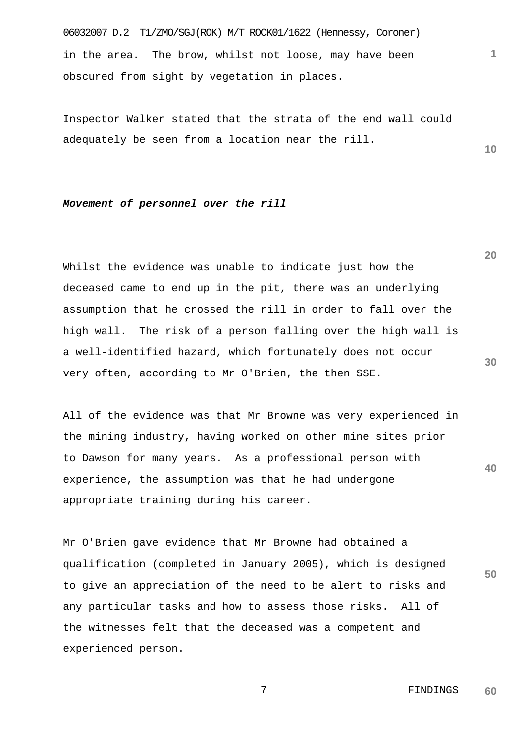in the area. The brow, whilst not loose, may have been obscured from sight by vegetation in places.

Inspector Walker stated that the strata of the end wall could adequately be seen from a location near the rill.

***Movement of personnel over the rill***

Whilst the evidence was unable to indicate just how the deceased came to end up in the pit, there was an underlying assumption that he crossed the rill in order to fall over the high wall. The risk of a person falling over the high wall is a well-identified hazard, which fortunately does not occur very often, according to Mr O'Brien, the then SSE.

All of the evidence was that Mr Browne was very experienced in the mining industry, having worked on other mine sites prior to Dawson for many years. As a professional person with experience, the assumption was that he had undergone appropriate training during his career.

Mr O'Brien gave evidence that Mr Browne had obtained a qualification (completed in January 2005), which is designed to give an appreciation of the need to be alert to risks and any particular tasks and how to assess those risks. All of the witnesses felt that the deceased was a competent and experienced person.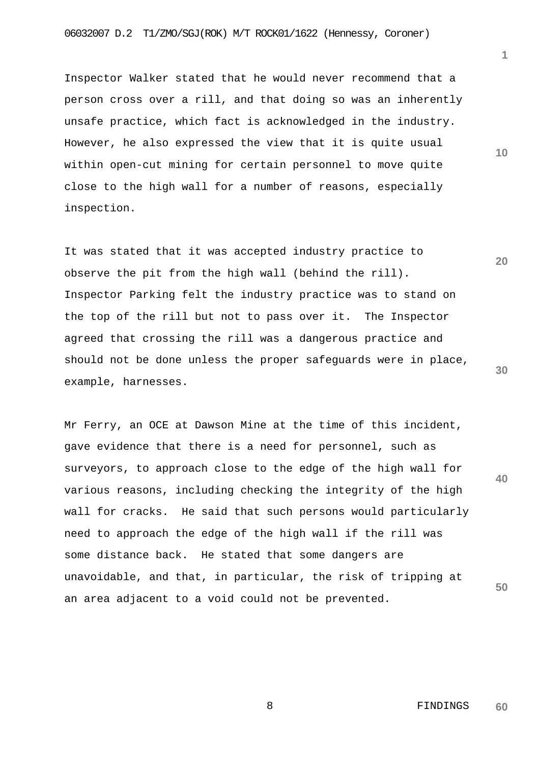Inspector Walker stated that he would never recommend that a person cross over a rill, and that doing so was an inherently unsafe practice, which fact is acknowledged in the industry. However, he also expressed the view that it is quite usual within open-cut mining for certain personnel to move quite close to the high wall for a number of reasons, especially inspection.

It was stated that it was accepted industry practice to observe the pit from the high wall (behind the rill). Inspector Parking felt the industry practice was to stand on the top of the rill but not to pass over it. The Inspector agreed that crossing the rill was a dangerous practice and should not be done unless the proper safeguards were in place, example, harnesses.

Mr Ferry, an OCE at Dawson Mine at the time of this incident, gave evidence that there is a need for personnel, such as surveyors, to approach close to the edge of the high wall for various reasons, including checking the integrity of the high wall for cracks. He said that such persons would particularly need to approach the edge of the high wall if the rill was some distance back. He stated that some dangers are unavoidable, and that, in particular, the risk of tripping at an area adjacent to a void could not be prevented.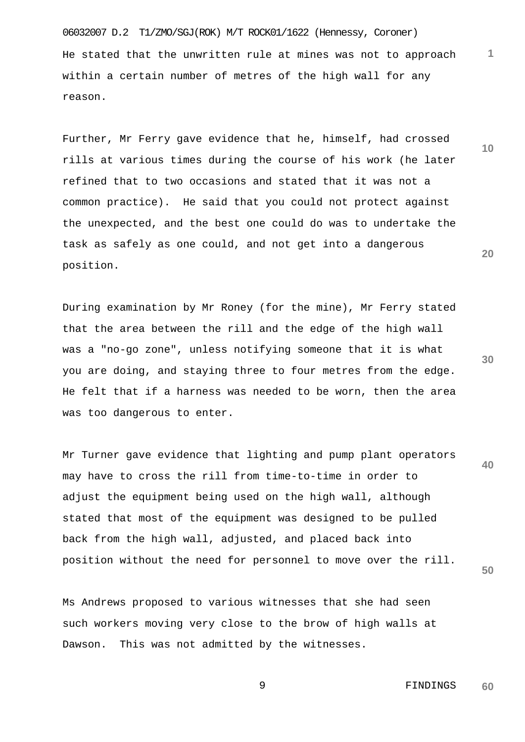He stated that the unwritten rule at mines was not to approach within a certain number of metres of the high wall for any reason.

Further, Mr Ferry gave evidence that he, himself, had crossed rills at various times during the course of his work (he later refined that to two occasions and stated that it was not a common practice). He said that you could not protect against the unexpected, and the best one could do was to undertake the task as safely as one could, and not get into a dangerous position.

During examination by Mr Roney (for the mine), Mr Ferry stated that the area between the rill and the edge of the high wall was a "no-go zone", unless notifying someone that it is what you are doing, and staying three to four metres from the edge. He felt that if a harness was needed to be worn, then the area was too dangerous to enter.

Mr Turner gave evidence that lighting and pump plant operators may have to cross the rill from time-to-time in order to adjust the equipment being used on the high wall, although stated that most of the equipment was designed to be pulled back from the high wall, adjusted, and placed back into position without the need for personnel to move over the rill.

Ms Andrews proposed to various witnesses that she had seen such workers moving very close to the brow of high walls at Dawson. This was not admitted by the witnesses.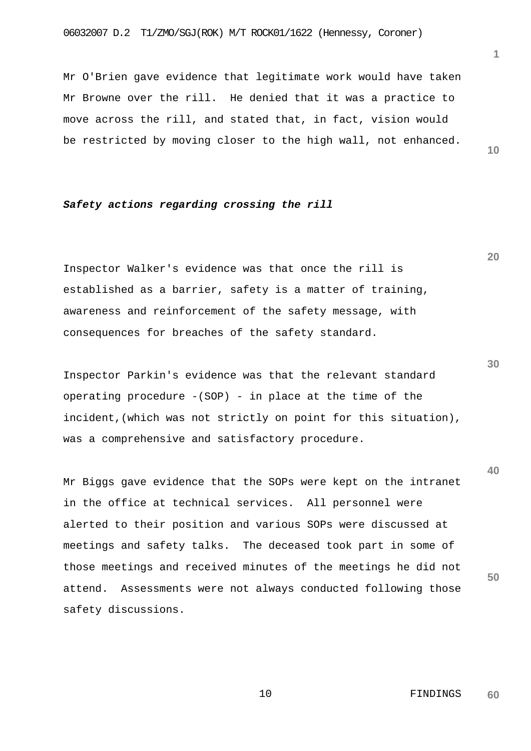Mr O'Brien gave evidence that legitimate work would have taken Mr Browne over the rill. He denied that it was a practice to move across the rill, and stated that, in fact, vision would be restricted by moving closer to the high wall, not enhanced.

***Safety actions regarding crossing the rill***

Inspector Walker's evidence was that once the rill is established as a barrier, safety is a matter of training, awareness and reinforcement of the safety message, with consequences for breaches of the safety standard.

Inspector Parkin's evidence was that the relevant standard operating procedure -(SOP) - in place at the time of the incident,(which was not strictly on point for this situation), was a comprehensive and satisfactory procedure.

Mr Biggs gave evidence that the SOPs were kept on the intranet in the office at technical services. All personnel were alerted to their position and various SOPs were discussed at meetings and safety talks. The deceased took part in some of those meetings and received minutes of the meetings he did not attend. Assessments were not always conducted following those safety discussions.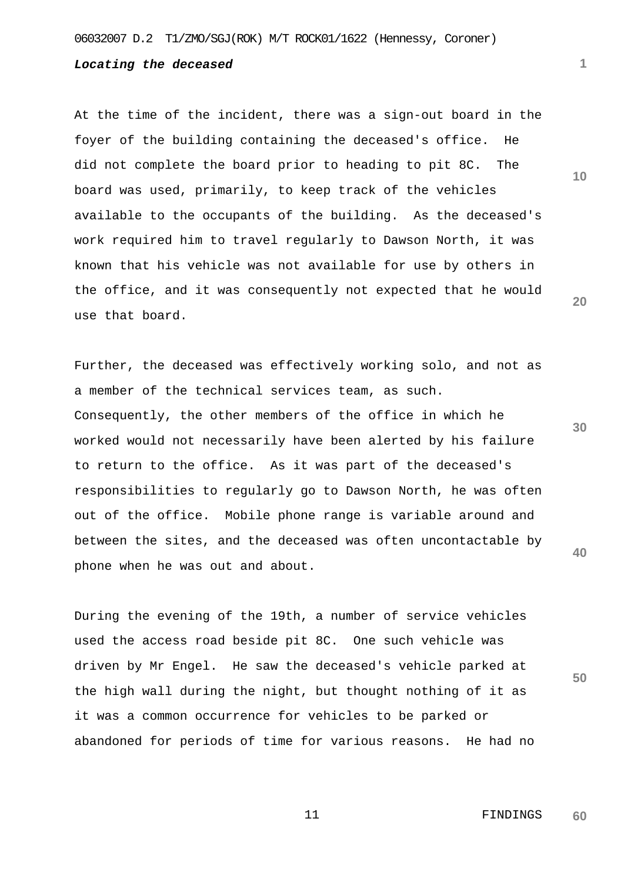***Locating the deceased***

At the time of the incident, there was a sign-out board in the foyer of the building containing the deceased's office. He did not complete the board prior to heading to pit 8C. The board was used, primarily, to keep track of the vehicles available to the occupants of the building. As the deceased's work required him to travel regularly to Dawson North, it was known that his vehicle was not available for use by others in the office, and it was consequently not expected that he would use that board.

Further, the deceased was effectively working solo, and not as a member of the technical services team, as such. Consequently, the other members of the office in which he worked would not necessarily have been alerted by his failure to return to the office. As it was part of the deceased's responsibilities to regularly go to Dawson North, he was often out of the office. Mobile phone range is variable around and between the sites, and the deceased was often uncontactable by phone when he was out and about.

During the evening of the 19th, a number of service vehicles used the access road beside pit 8C. One such vehicle was driven by Mr Engel. He saw the deceased's vehicle parked at the high wall during the night, but thought nothing of it as it was a common occurrence for vehicles to be parked or abandoned for periods of time for various reasons. He had no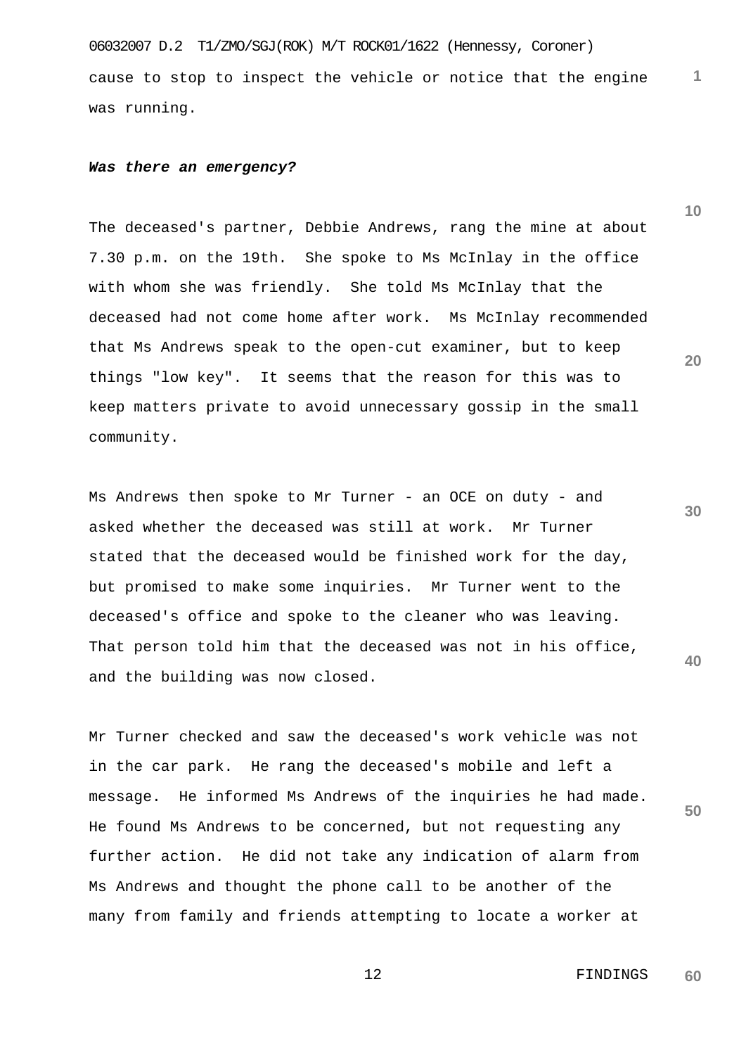cause to stop to inspect the vehicle or notice that the engine was running.

***Was there an emergency?***

The deceased's partner, Debbie Andrews, rang the mine at about 7.30 p.m. on the 19th. She spoke to Ms McInlay in the office with whom she was friendly. She told Ms McInlay that the deceased had not come home after work. Ms McInlay recommended that Ms Andrews speak to the open-cut examiner, but to keep things "low key". It seems that the reason for this was to keep matters private to avoid unnecessary gossip in the small community.

Ms Andrews then spoke to Mr Turner - an OCE on duty - and asked whether the deceased was still at work. Mr Turner stated that the deceased would be finished work for the day, but promised to make some inquiries. Mr Turner went to the deceased's office and spoke to the cleaner who was leaving. That person told him that the deceased was not in his office, and the building was now closed.

Mr Turner checked and saw the deceased's work vehicle was not in the car park. He rang the deceased's mobile and left a message. He informed Ms Andrews of the inquiries he had made. He found Ms Andrews to be concerned, but not requesting any further action. He did not take any indication of alarm from Ms Andrews and thought the phone call to be another of the many from family and friends attempting to locate a worker at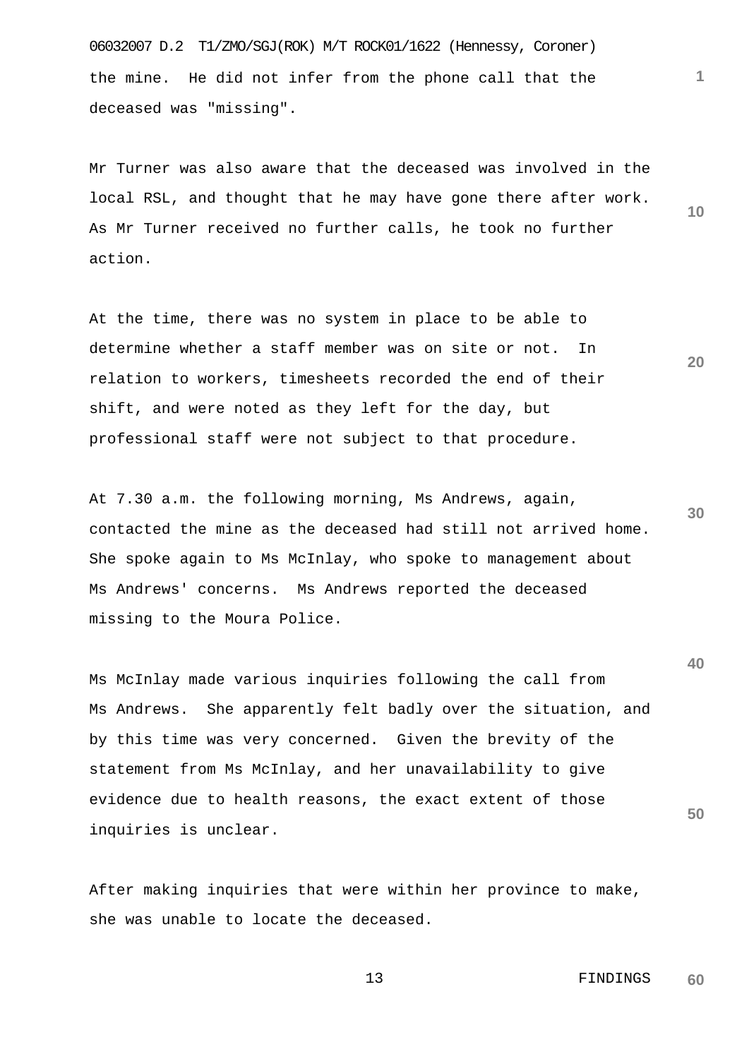the mine. He did not infer from the phone call that the deceased was "missing".

Mr Turner was also aware that the deceased was involved in the local RSL, and thought that he may have gone there after work. As Mr Turner received no further calls, he took no further action.

At the time, there was no system in place to be able to determine whether a staff member was on site or not. In relation to workers, timesheets recorded the end of their shift, and were noted as they left for the day, but professional staff were not subject to that procedure.

At 7.30 a.m. the following morning, Ms Andrews, again, contacted the mine as the deceased had still not arrived home. She spoke again to Ms McInlay, who spoke to management about Ms Andrews' concerns. Ms Andrews reported the deceased missing to the Moura Police.

Ms McInlay made various inquiries following the call from Ms Andrews. She apparently felt badly over the situation, and by this time was very concerned. Given the brevity of the statement from Ms McInlay, and her unavailability to give evidence due to health reasons, the exact extent of those inquiries is unclear.

After making inquiries that were within her province to make, she was unable to locate the deceased.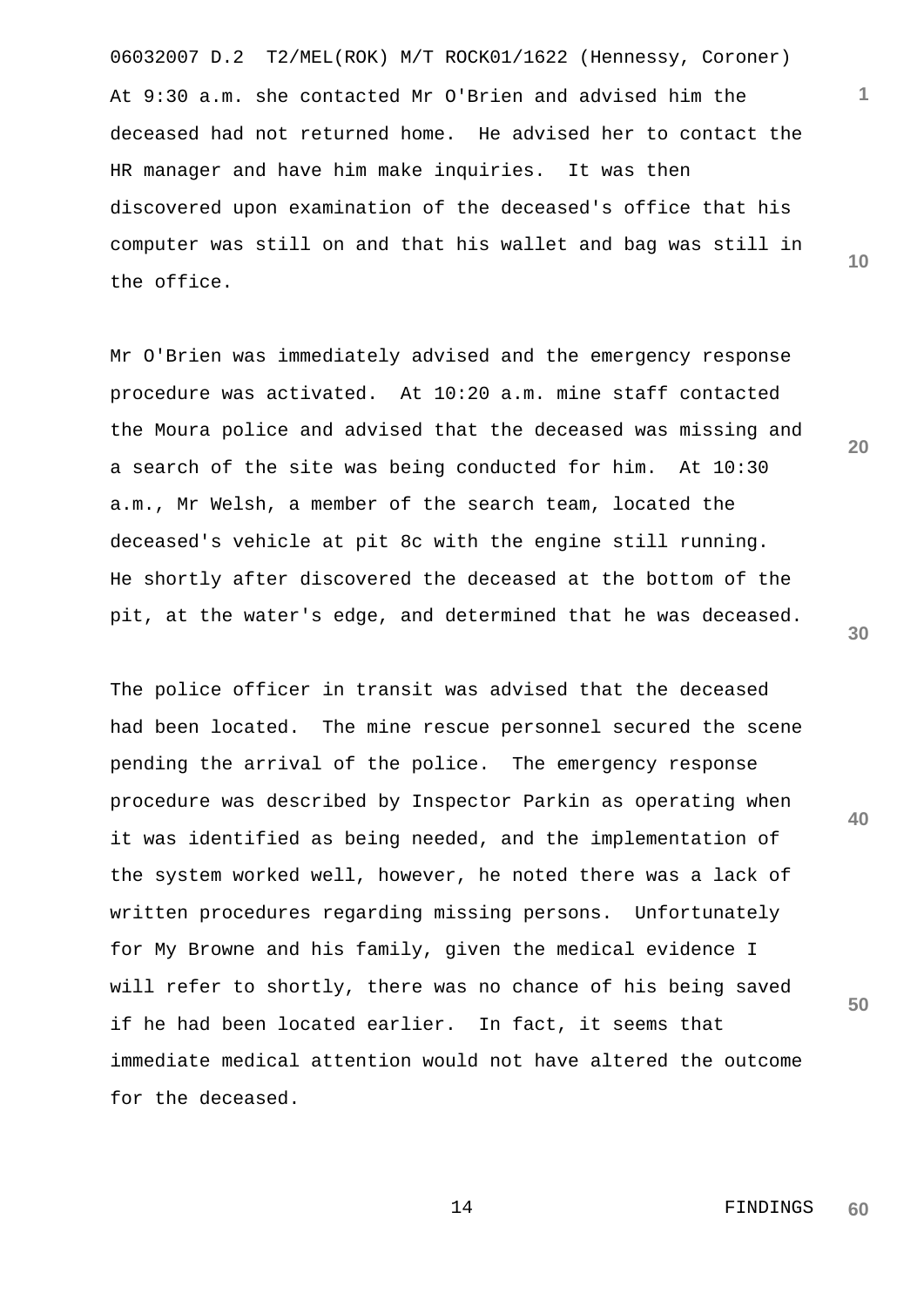At 9:30 a.m. she contacted Mr O'Brien and advised him the deceased had not returned home. He advised her to contact the HR manager and have him make inquiries. It was then discovered upon examination of the deceased's office that his computer was still on and that his wallet and bag was still in the office.

Mr O'Brien was immediately advised and the emergency response procedure was activated. At 10:20 a.m. mine staff contacted the Moura police and advised that the deceased was missing and a search of the site was being conducted for him. At 10:30 a.m., Mr Welsh, a member of the search team, located the deceased's vehicle at pit 8c with the engine still running. He shortly after discovered the deceased at the bottom of the pit, at the water's edge, and determined that he was deceased.

The police officer in transit was advised that the deceased had been located. The mine rescue personnel secured the scene pending the arrival of the police. The emergency response procedure was described by Inspector Parkin as operating when it was identified as being needed, and the implementation of the system worked well, however, he noted there was a lack of written procedures regarding missing persons. Unfortunately for My Browne and his family, given the medical evidence I will refer to shortly, there was no chance of his being saved if he had been located earlier. In fact, it seems that immediate medical attention would not have altered the outcome for the deceased.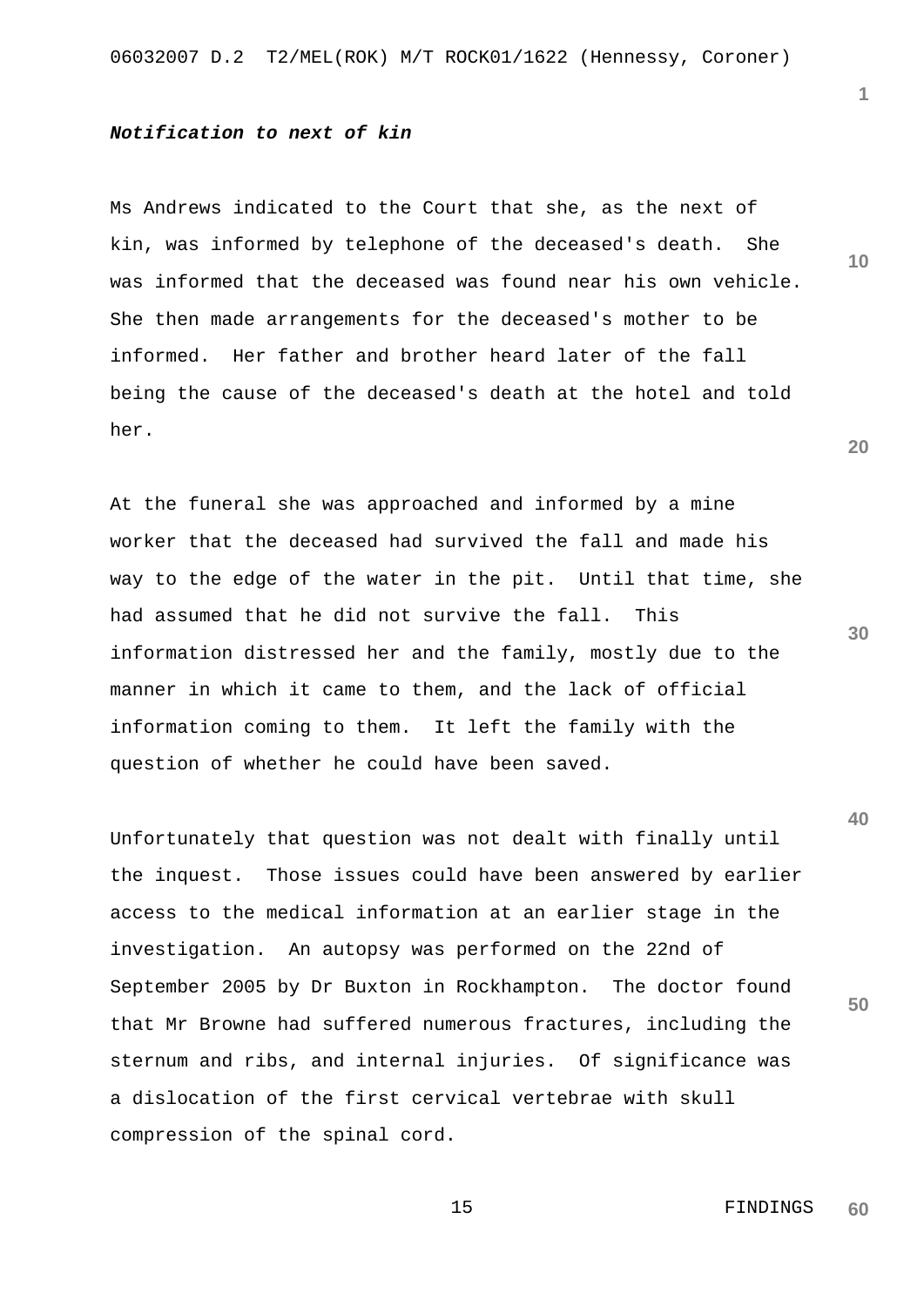***Notification to next of kin***

Ms Andrews indicated to the Court that she, as the next of kin, was informed by telephone of the deceased's death. She was informed that the deceased was found near his own vehicle. She then made arrangements for the deceased's mother to be informed. Her father and brother heard later of the fall being the cause of the deceased's death at the hotel and told her.

At the funeral she was approached and informed by a mine worker that the deceased had survived the fall and made his way to the edge of the water in the pit. Until that time, she had assumed that he did not survive the fall. This information distressed her and the family, mostly due to the manner in which it came to them, and the lack of official information coming to them. It left the family with the question of whether he could have been saved.

Unfortunately that question was not dealt with finally until the inquest. Those issues could have been answered by earlier access to the medical information at an earlier stage in the investigation. An autopsy was performed on the 22nd of September 2005 by Dr Buxton in Rockhampton. The doctor found that Mr Browne had suffered numerous fractures, including the sternum and ribs, and internal injuries. Of significance was a dislocation of the first cervical vertebrae with skull compression of the spinal cord.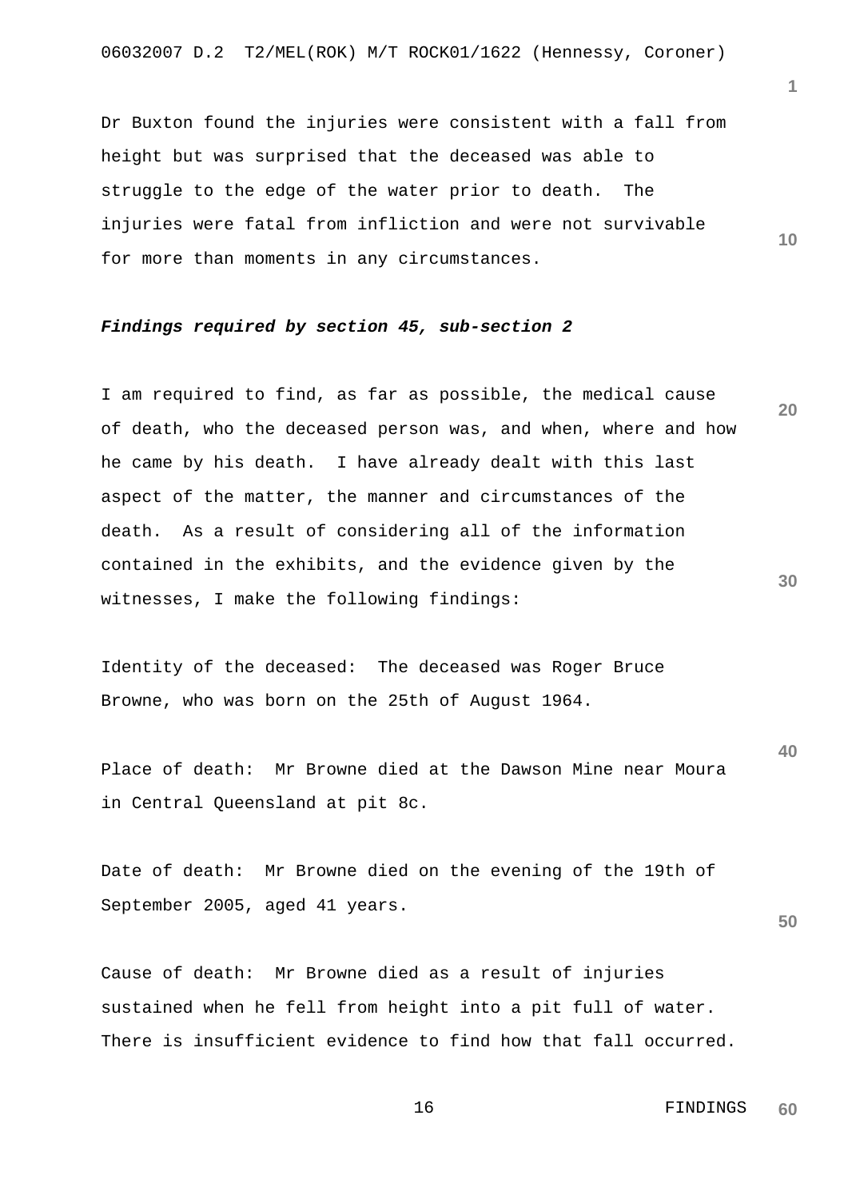Dr Buxton found the injuries were consistent with a fall from height but was surprised that the deceased was able to struggle to the edge of the water prior to death. The injuries were fatal from infliction and were not survivable for more than moments in any circumstances.

***Findings required by section 45, sub-section 2***

I am required to find, as far as possible, the medical cause of death, who the deceased person was, and when, where and how he came by his death. I have already dealt with this last aspect of the matter, the manner and circumstances of the death. As a result of considering all of the information contained in the exhibits, and the evidence given by the witnesses, I make the following findings:

Identity of the deceased: The deceased was Roger Bruce Browne, who was born on the 25th of August 1964.

Place of death: Mr Browne died at the Dawson Mine near Moura in Central Queensland at pit 8c.

Date of death: Mr Browne died on the evening of the 19th of September 2005, aged 41 years.

Cause of death: Mr Browne died as a result of injuries sustained when he fell from height into a pit full of water. There is insufficient evidence to find how that fall occurred.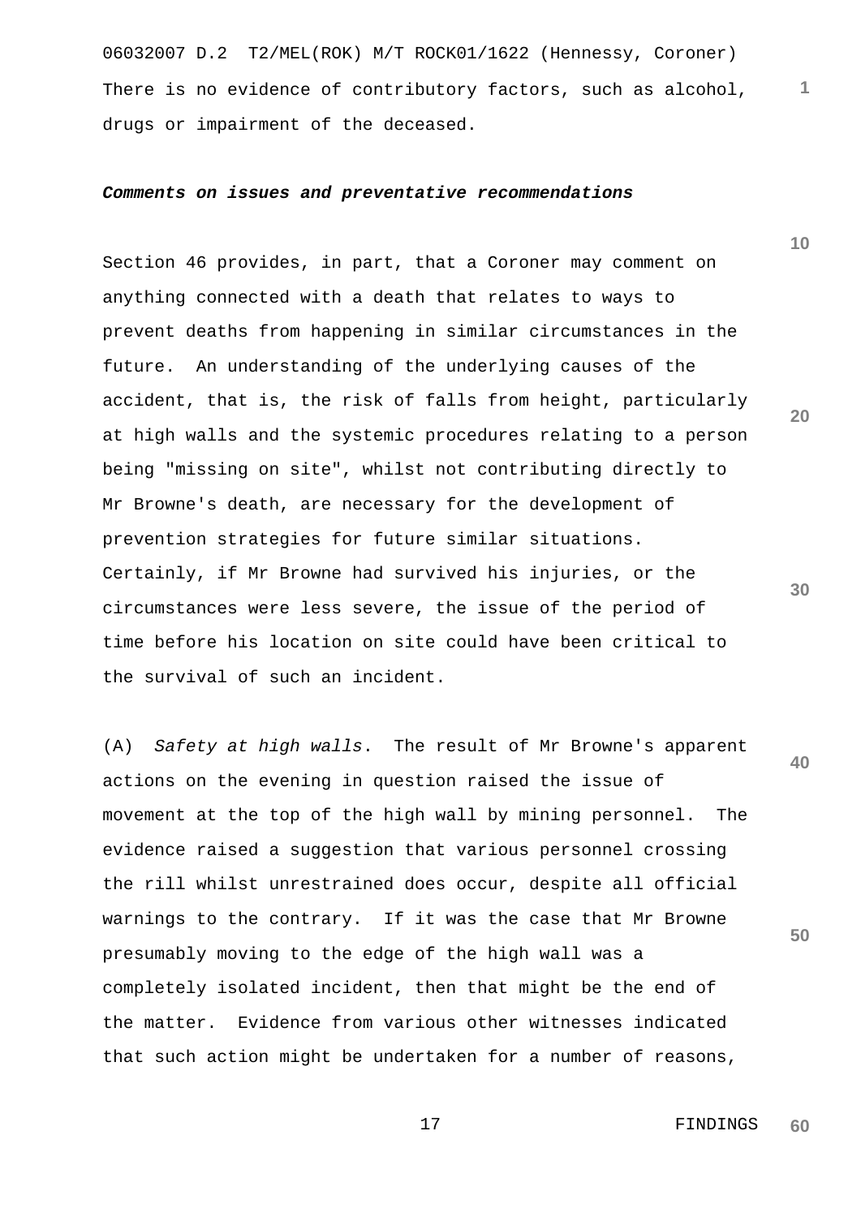There is no evidence of contributory factors, such as alcohol, drugs or impairment of the deceased.

***Comments on issues and preventative recommendations***

Section 46 provides, in part, that a Coroner may comment on anything connected with a death that relates to ways to prevent deaths from happening in similar circumstances in the future. An understanding of the underlying causes of the accident, that is, the risk of falls from height, particularly at high walls and the systemic procedures relating to a person being "missing on site", whilst not contributing directly to Mr Browne's death, are necessary for the development of prevention strategies for future similar situations. Certainly, if Mr Browne had survived his injuries, or the circumstances were less severe, the issue of the period of time before his location on site could have been critical to the survival of such an incident.

(A) *Safety at high walls*. The result of Mr Browne's apparent actions on the evening in question raised the issue of movement at the top of the high wall by mining personnel. The evidence raised a suggestion that various personnel crossing the rill whilst unrestrained does occur, despite all official warnings to the contrary. If it was the case that Mr Browne presumably moving to the edge of the high wall was a completely isolated incident, then that might be the end of the matter. Evidence from various other witnesses indicated that such action might be undertaken for a number of reasons,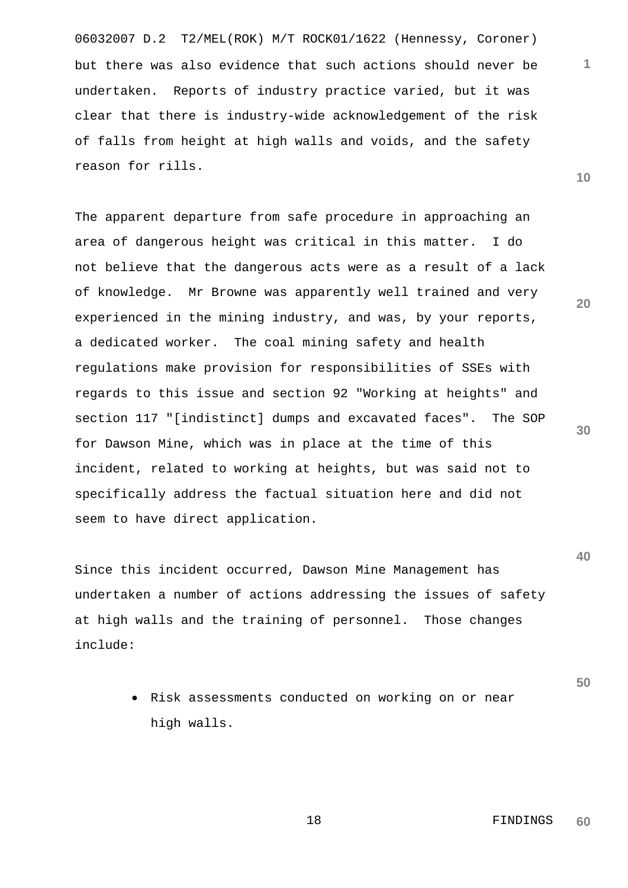but there was also evidence that such actions should never be undertaken. Reports of industry practice varied, but it was clear that there is industry-wide acknowledgement of the risk of falls from height at high walls and voids, and the safety reason for rills.

The apparent departure from safe procedure in approaching an area of dangerous height was critical in this matter. I do not believe that the dangerous acts were as a result of a lack of knowledge. Mr Browne was apparently well trained and very experienced in the mining industry, and was, by your reports, a dedicated worker. The coal mining safety and health regulations make provision for responsibilities of SSEs with regards to this issue and section 92 "Working at heights" and section 117 "[indistinct] dumps and excavated faces". The SOP for Dawson Mine, which was in place at the time of this incident, related to working at heights, but was said not to specifically address the factual situation here and did not seem to have direct application.

Since this incident occurred, Dawson Mine Management has undertaken a number of actions addressing the issues of safety at high walls and the training of personnel. Those changes include:

- Risk assessments conducted on working on or near high walls.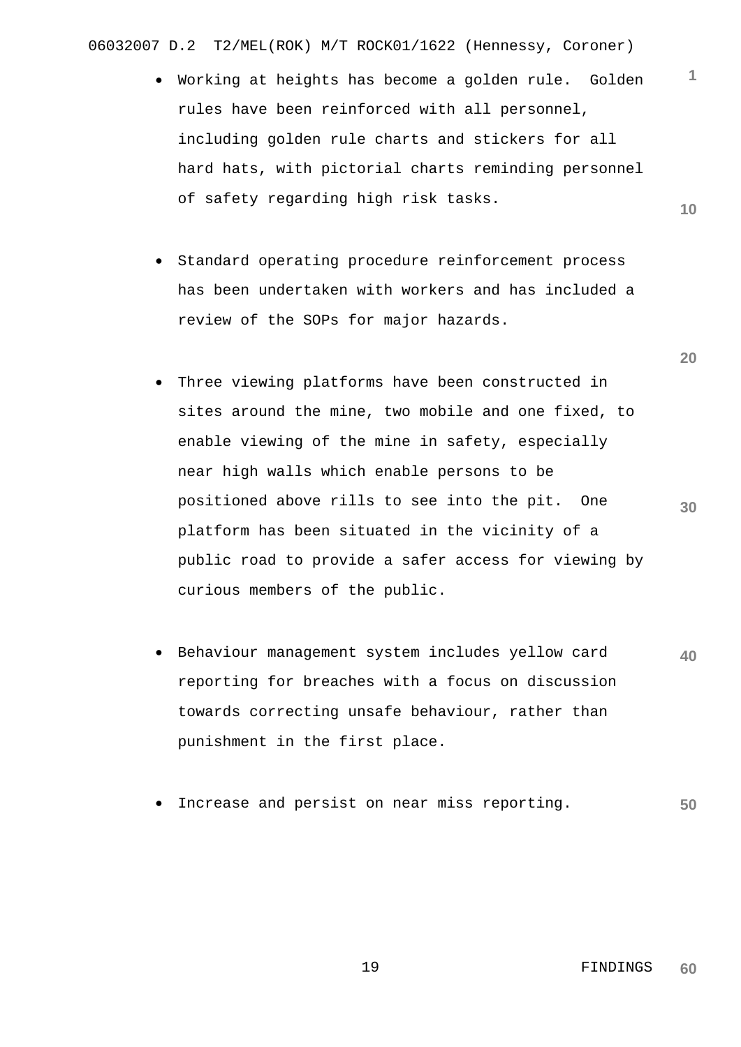- Working at heights has become a golden rule. Golden rules have been reinforced with all personnel, including golden rule charts and stickers for all hard hats, with pictorial charts reminding personnel of safety regarding high risk tasks.

- Standard operating procedure reinforcement process has been undertaken with workers and has included a review of the SOPs for major hazards.

- Three viewing platforms have been constructed in sites around the mine, two mobile and one fixed, to enable viewing of the mine in safety, especially near high walls which enable persons to be positioned above rills to see into the pit. One platform has been situated in the vicinity of a public road to provide a safer access for viewing by curious members of the public.

- Behaviour management system includes yellow card reporting for breaches with a focus on discussion towards correcting unsafe behaviour, rather than punishment in the first place.

- Increase and persist on near miss reporting.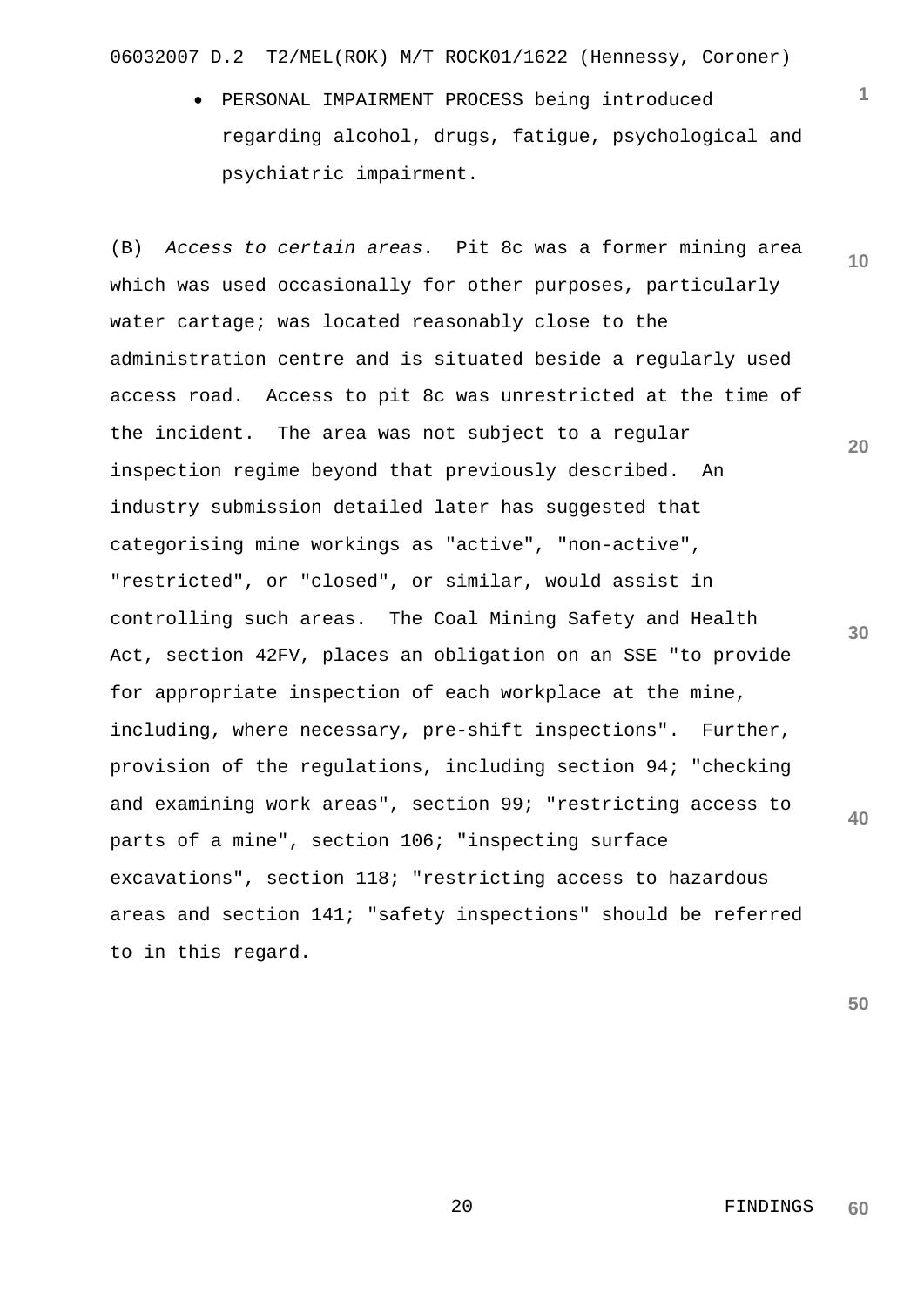- PERSONAL IMPAIRMENT PROCESS being introduced regarding alcohol, drugs, fatigue, psychological and psychiatric impairment.

(B) *Access to certain areas*. Pit 8c was a former mining area which was used occasionally for other purposes, particularly water cartage; was located reasonably close to the administration centre and is situated beside a regularly used access road. Access to pit 8c was unrestricted at the time of the incident. The area was not subject to a regular inspection regime beyond that previously described. An industry submission detailed later has suggested that categorising mine workings as "active", "non-active", "restricted", or "closed", or similar, would assist in controlling such areas. The Coal Mining Safety and Health Act, section 42FV, places an obligation on an SSE "to provide for appropriate inspection of each workplace at the mine, including, where necessary, pre-shift inspections". Further, provision of the regulations, including section 94; "checking and examining work areas", section 99; "restricting access to parts of a mine", section 106; "inspecting surface excavations", section 118; "restricting access to hazardous areas and section 141; "safety inspections" should be referred to in this regard.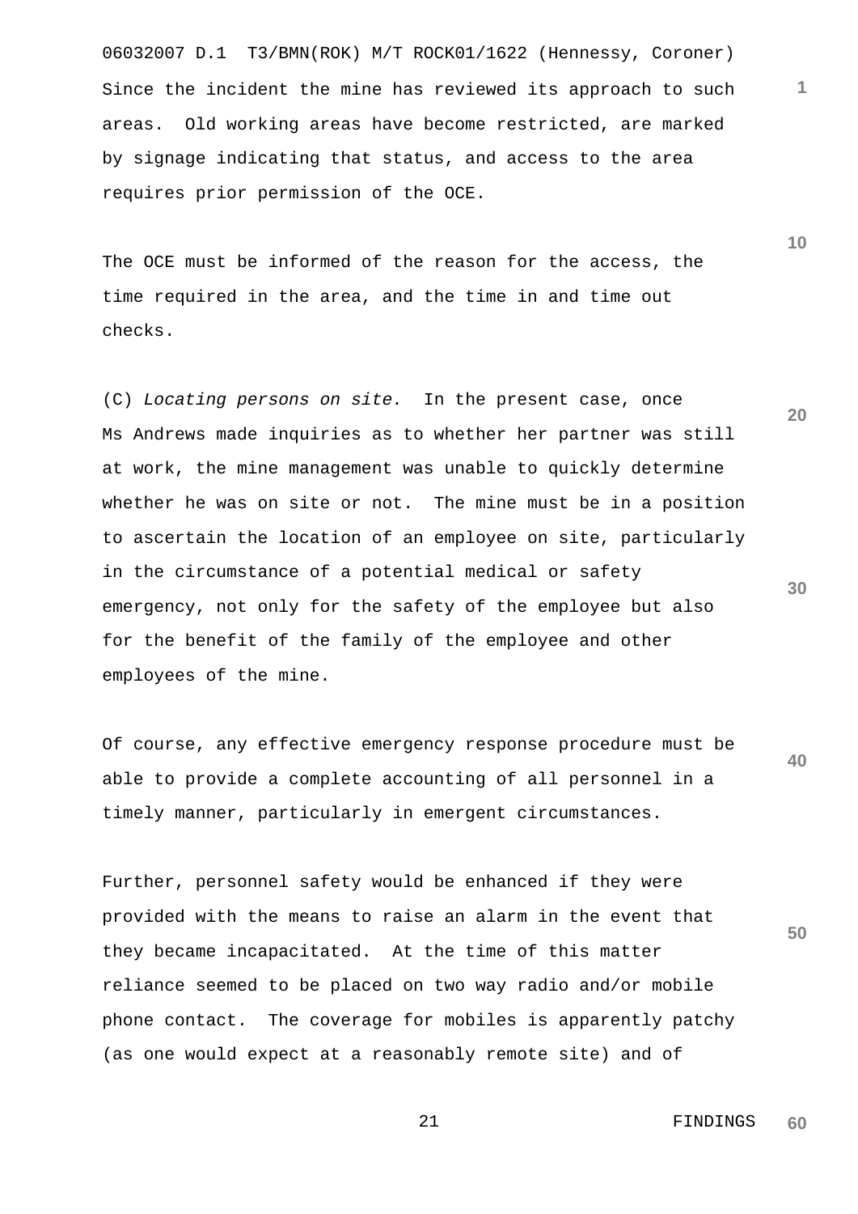Since the incident the mine has reviewed its approach to such areas. Old working areas have become restricted, are marked by signage indicating that status, and access to the area requires prior permission of the OCE.

The OCE must be informed of the reason for the access, the time required in the area, and the time in and time out checks.

(C) *Locating persons on site.* In the present case, once Ms Andrews made inquiries as to whether her partner was still at work, the mine management was unable to quickly determine whether he was on site or not. The mine must be in a position to ascertain the location of an employee on site, particularly in the circumstance of a potential medical or safety emergency, not only for the safety of the employee but also for the benefit of the family of the employee and other employees of the mine.

Of course, any effective emergency response procedure must be able to provide a complete accounting of all personnel in a timely manner, particularly in emergent circumstances.

Further, personnel safety would be enhanced if they were provided with the means to raise an alarm in the event that they became incapacitated. At the time of this matter reliance seemed to be placed on two way radio and/or mobile phone contact. The coverage for mobiles is apparently patchy (as one would expect at a reasonably remote site) and of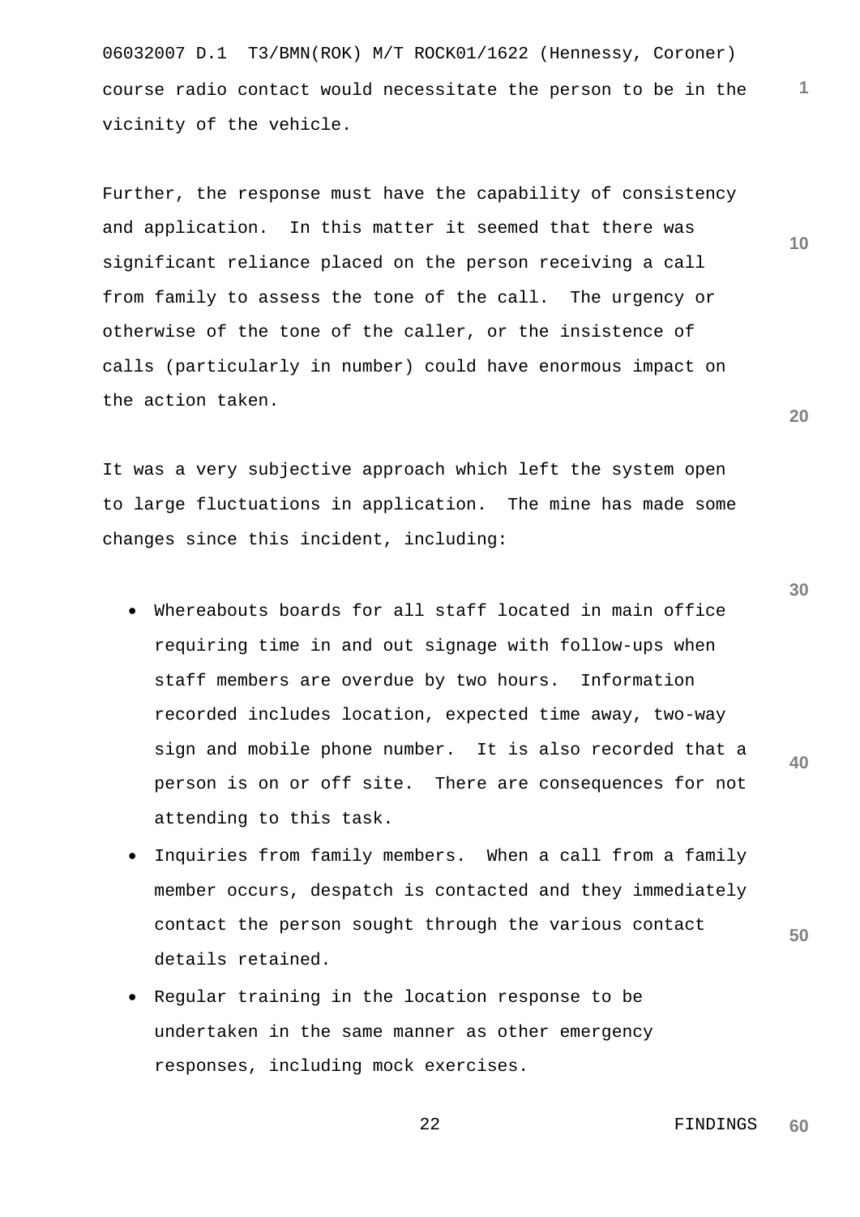course radio contact would necessitate the person to be in the vicinity of the vehicle.

Further, the response must have the capability of consistency and application. In this matter it seemed that there was significant reliance placed on the person receiving a call from family to assess the tone of the call. The urgency or otherwise of the tone of the caller, or the insistence of calls (particularly in number) could have enormous impact on the action taken.

It was a very subjective approach which left the system open to large fluctuations in application. The mine has made some changes since this incident, including:

- Whereabouts boards for all staff located in main office requiring time in and out signage with follow-ups when staff members are overdue by two hours. Information recorded includes location, expected time away, two-way sign and mobile phone number. It is also recorded that a person is on or off site. There are consequences for not attending to this task.
- Inquiries from family members. When a call from a family member occurs, despatch is contacted and they immediately contact the person sought through the various contact details retained.
- Regular training in the location response to be undertaken in the same manner as other emergency responses, including mock exercises.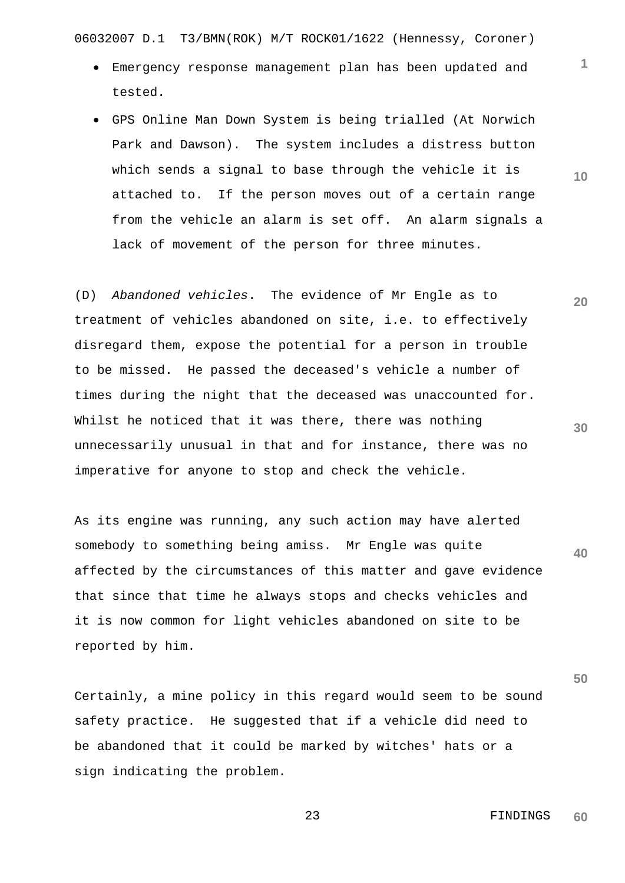- Emergency response management plan has been updated and tested.
- GPS Online Man Down System is being trialled (At Norwich Park and Dawson). The system includes a distress button which sends a signal to base through the vehicle it is attached to. If the person moves out of a certain range from the vehicle an alarm is set off. An alarm signals a lack of movement of the person for three minutes.

(D) *Abandoned vehicles*. The evidence of Mr Engle as to treatment of vehicles abandoned on site, i.e. to effectively disregard them, expose the potential for a person in trouble to be missed. He passed the deceased's vehicle a number of times during the night that the deceased was unaccounted for. Whilst he noticed that it was there, there was nothing unnecessarily unusual in that and for instance, there was no imperative for anyone to stop and check the vehicle.

As its engine was running, any such action may have alerted somebody to something being amiss. Mr Engle was quite affected by the circumstances of this matter and gave evidence that since that time he always stops and checks vehicles and it is now common for light vehicles abandoned on site to be reported by him.

Certainly, a mine policy in this regard would seem to be sound safety practice. He suggested that if a vehicle did need to be abandoned that it could be marked by witches' hats or a sign indicating the problem.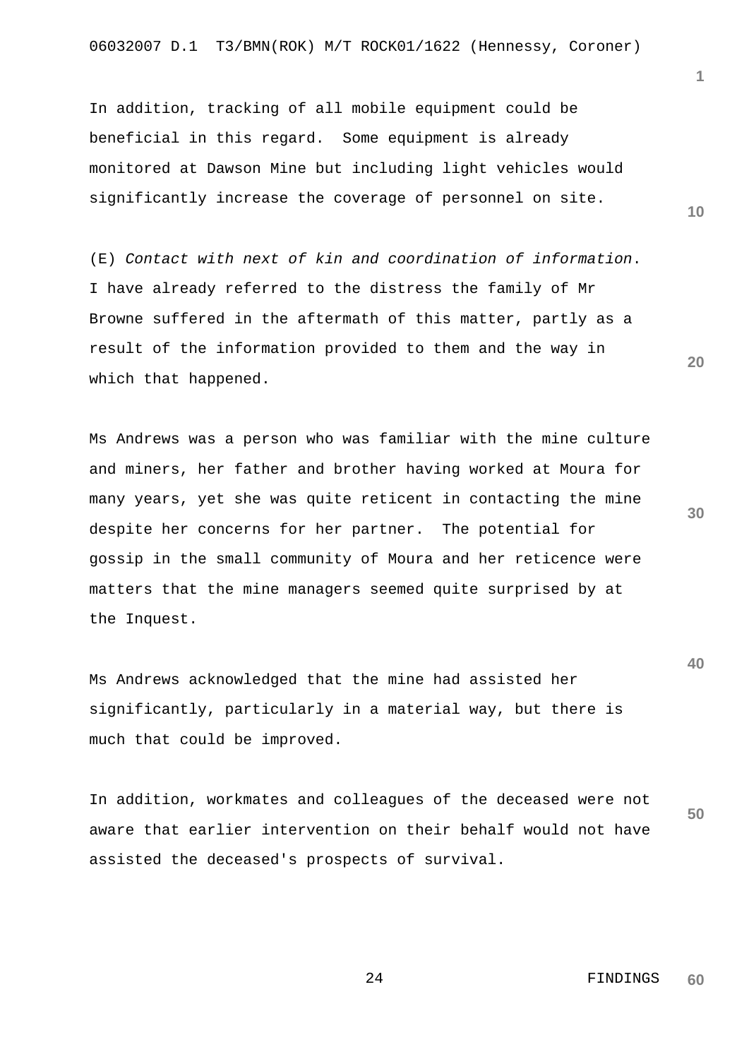In addition, tracking of all mobile equipment could be beneficial in this regard. Some equipment is already monitored at Dawson Mine but including light vehicles would significantly increase the coverage of personnel on site.

(E) *Contact with next of kin and coordination of information*. I have already referred to the distress the family of Mr Browne suffered in the aftermath of this matter, partly as a result of the information provided to them and the way in which that happened.

Ms Andrews was a person who was familiar with the mine culture and miners, her father and brother having worked at Moura for many years, yet she was quite reticent in contacting the mine despite her concerns for her partner. The potential for gossip in the small community of Moura and her reticence were matters that the mine managers seemed quite surprised by at the Inquest.

Ms Andrews acknowledged that the mine had assisted her significantly, particularly in a material way, but there is much that could be improved.

In addition, workmates and colleagues of the deceased were not aware that earlier intervention on their behalf would not have assisted the deceased's prospects of survival.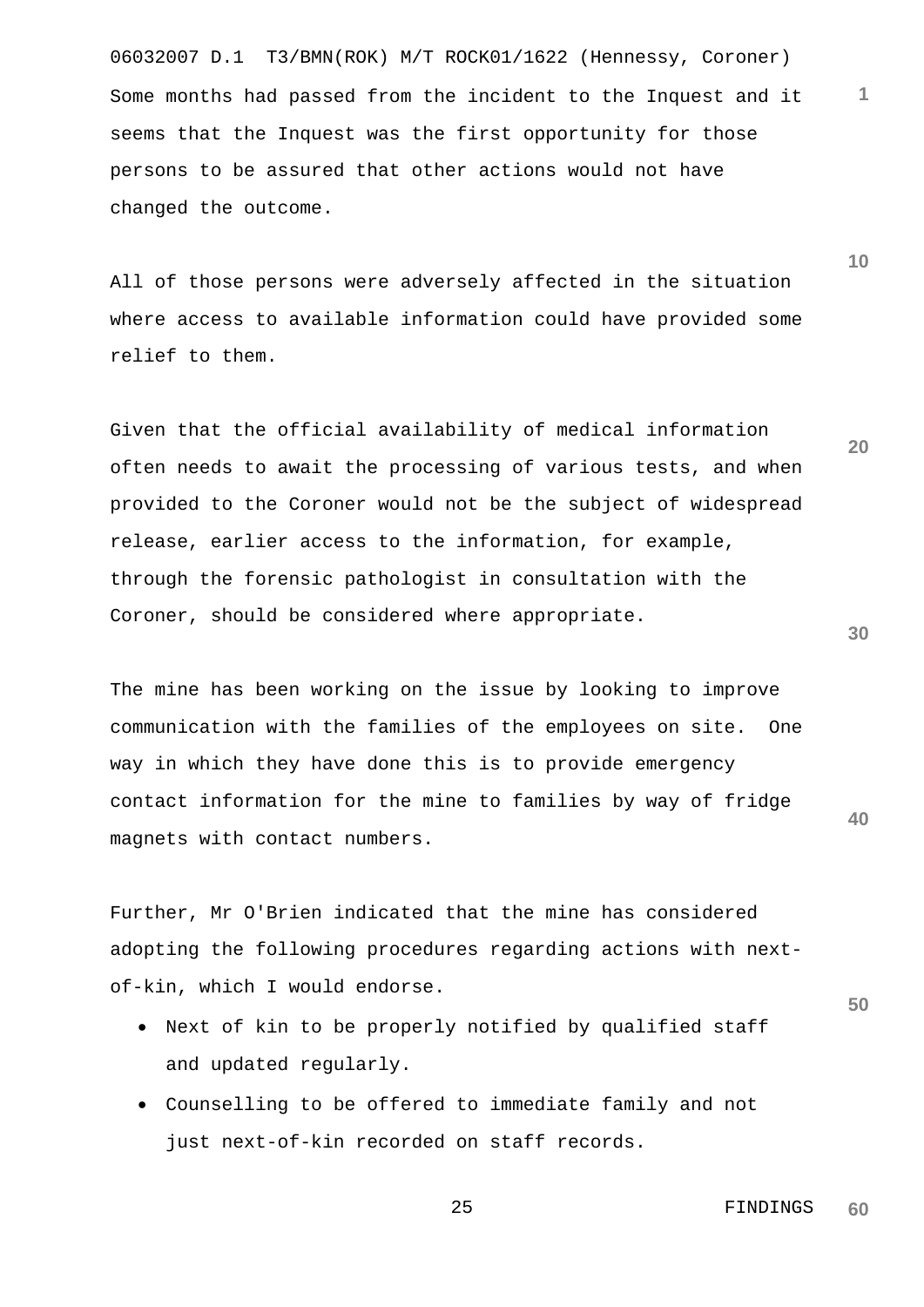Some months had passed from the incident to the Inquest and it seems that the Inquest was the first opportunity for those persons to be assured that other actions would not have changed the outcome.

All of those persons were adversely affected in the situation where access to available information could have provided some relief to them.

Given that the official availability of medical information often needs to await the processing of various tests, and when provided to the Coroner would not be the subject of widespread release, earlier access to the information, for example, through the forensic pathologist in consultation with the Coroner, should be considered where appropriate.

The mine has been working on the issue by looking to improve communication with the families of the employees on site. One way in which they have done this is to provide emergency contact information for the mine to families by way of fridge magnets with contact numbers.

Further, Mr O'Brien indicated that the mine has considered adopting the following procedures regarding actions with next-of-kin, which I would endorse.

- Next of kin to be properly notified by qualified staff and updated regularly.
- Counselling to be offered to immediate family and not just next-of-kin recorded on staff records.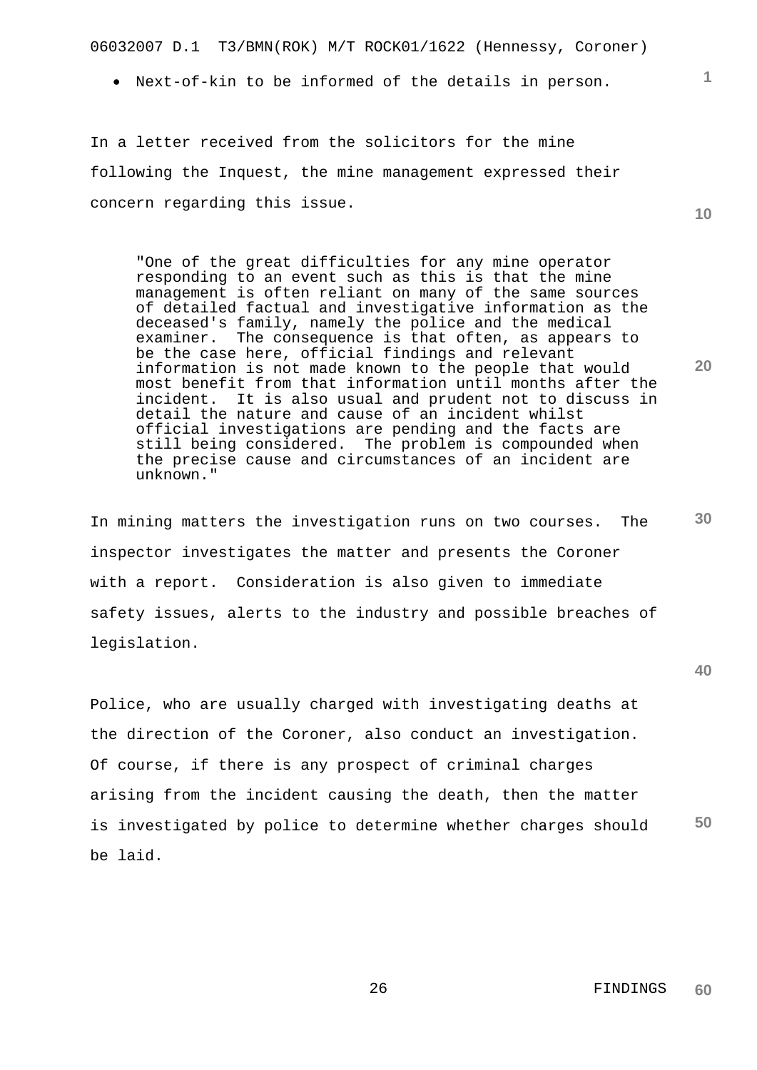- Next-of-kin to be informed of the details in person.

In a letter received from the solicitors for the mine following the Inquest, the mine management expressed their concern regarding this issue.

> "One of the great difficulties for any mine operator responding to an event such as this is that the mine management is often reliant on many of the same sources of detailed factual and investigative information as the deceased's family, namely the police and the medical examiner. The consequence is that often, as appears to be the case here, official findings and relevant information is not made known to the people that would most benefit from that information until months after the incident. It is also usual and prudent not to discuss in detail the nature and cause of an incident whilst official investigations are pending and the facts are still being considered. The problem is compounded when the precise cause and circumstances of an incident are unknown."

In mining matters the investigation runs on two courses. The inspector investigates the matter and presents the Coroner with a report. Consideration is also given to immediate safety issues, alerts to the industry and possible breaches of legislation.

Police, who are usually charged with investigating deaths at the direction of the Coroner, also conduct an investigation. Of course, if there is any prospect of criminal charges arising from the incident causing the death, then the matter is investigated by police to determine whether charges should be laid.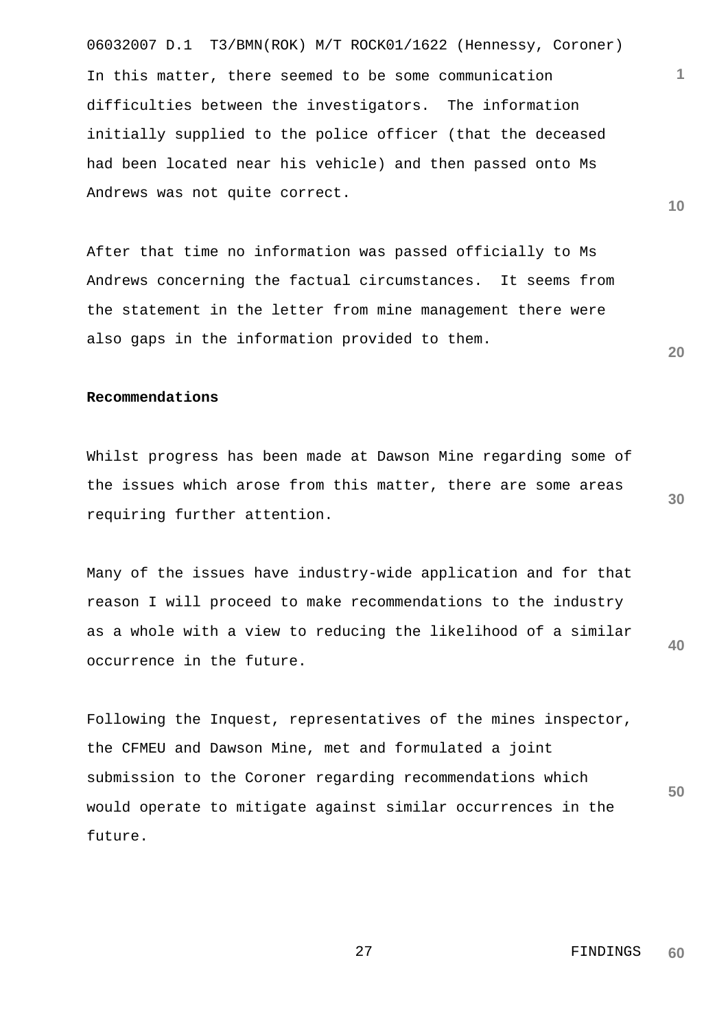In this matter, there seemed to be some communication difficulties between the investigators. The information initially supplied to the police officer (that the deceased had been located near his vehicle) and then passed onto Ms Andrews was not quite correct.

After that time no information was passed officially to Ms Andrews concerning the factual circumstances. It seems from the statement in the letter from mine management there were also gaps in the information provided to them.

**Recommendations**

Whilst progress has been made at Dawson Mine regarding some of the issues which arose from this matter, there are some areas requiring further attention.

Many of the issues have industry-wide application and for that reason I will proceed to make recommendations to the industry as a whole with a view to reducing the likelihood of a similar occurrence in the future.

Following the Inquest, representatives of the mines inspector, the CFMEU and Dawson Mine, met and formulated a joint submission to the Coroner regarding recommendations which would operate to mitigate against similar occurrences in the future.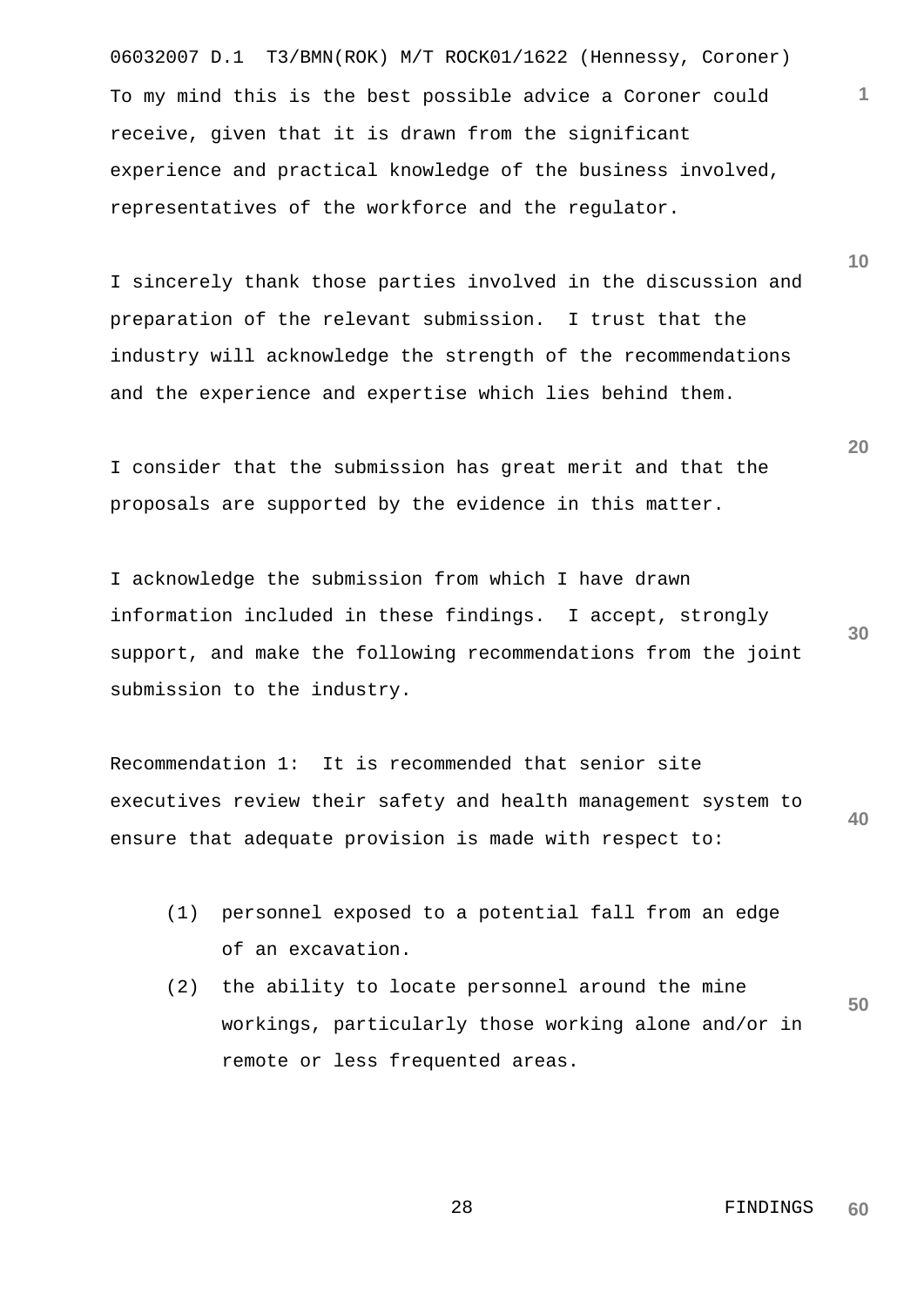To my mind this is the best possible advice a Coroner could receive, given that it is drawn from the significant experience and practical knowledge of the business involved, representatives of the workforce and the regulator.

I sincerely thank those parties involved in the discussion and preparation of the relevant submission. I trust that the industry will acknowledge the strength of the recommendations and the experience and expertise which lies behind them.

I consider that the submission has great merit and that the proposals are supported by the evidence in this matter.

I acknowledge the submission from which I have drawn information included in these findings. I accept, strongly support, and make the following recommendations from the joint submission to the industry.

Recommendation 1: It is recommended that senior site executives review their safety and health management system to ensure that adequate provision is made with respect to:

(1) personnel exposed to a potential fall from an edge of an excavation.

(2) the ability to locate personnel around the mine workings, particularly those working alone and/or in remote or less frequented areas.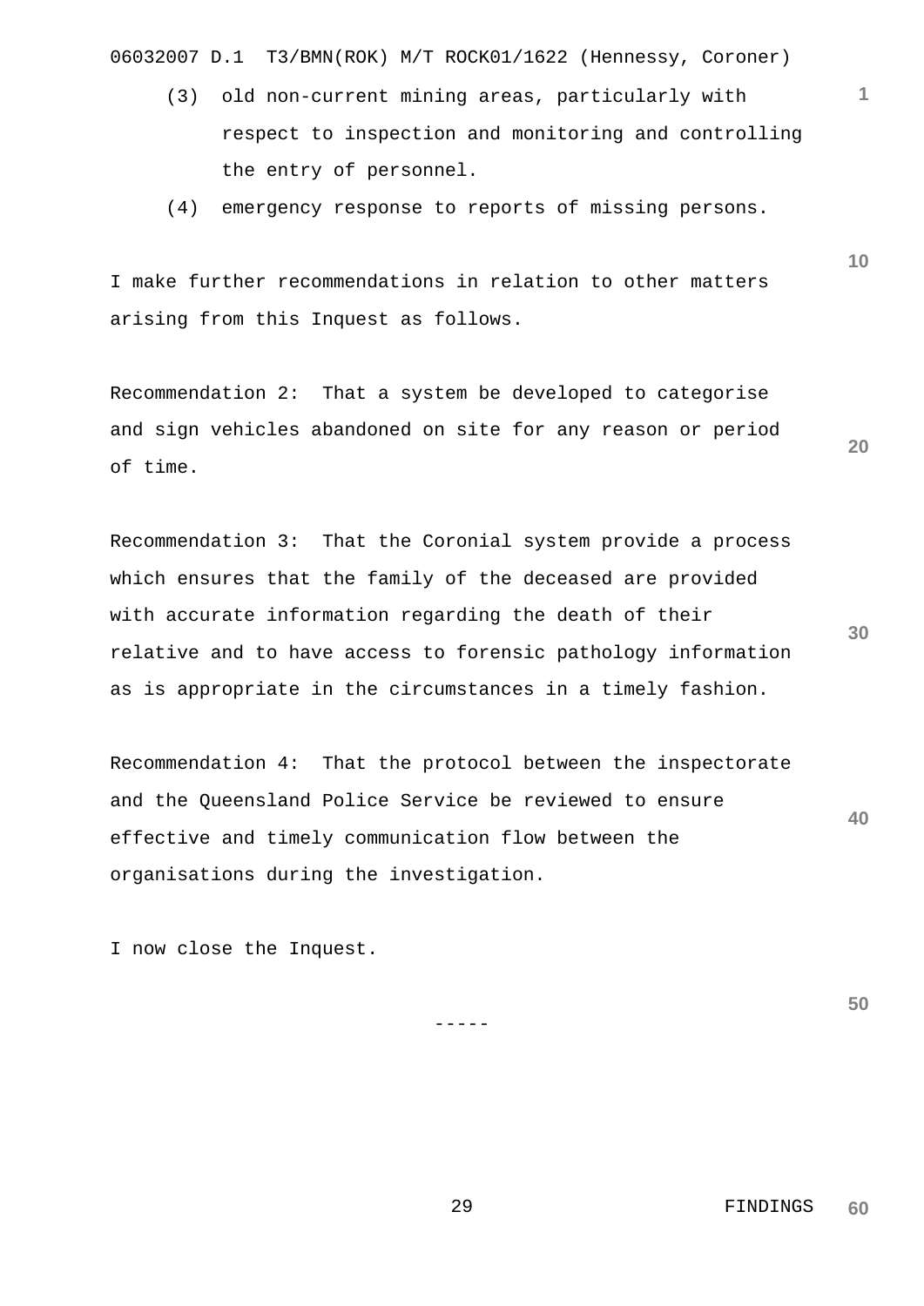(3) old non-current mining areas, particularly with respect to inspection and monitoring and controlling the entry of personnel.

(4) emergency response to reports of missing persons.

I make further recommendations in relation to other matters arising from this Inquest as follows.

Recommendation 2: That a system be developed to categorise and sign vehicles abandoned on site for any reason or period of time.

Recommendation 3: That the Coronial system provide a process which ensures that the family of the deceased are provided with accurate information regarding the death of their relative and to have access to forensic pathology information as is appropriate in the circumstances in a timely fashion.

Recommendation 4: That the protocol between the inspectorate and the Queensland Police Service be reviewed to ensure effective and timely communication flow between the organisations during the investigation.

I now close the Inquest.

-----